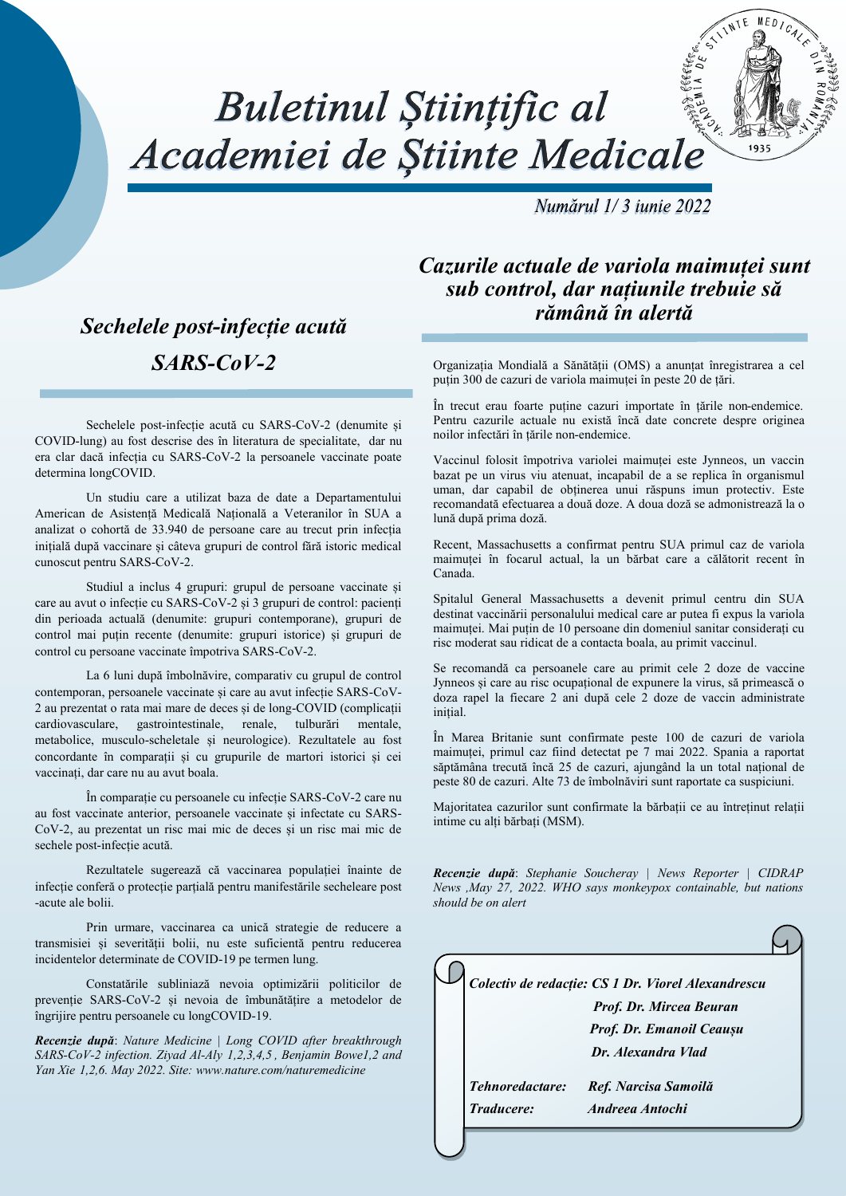# Buletinul Științific al Academiei de Științe Medicale

*Numărul 1/ 3 iunie 2022*

## Sechelele post-infecție acută SARS-CoV-2

Sechelele post-infecție acută cu SARS-CoV-2 (denumite și COVID-lung) au fost descrise des în literatura de specialitate, dar nu era clar dacă infecția cu SARS-CoV-2 la persoanele vaccinate poate determina longCOVID.

Un studiu care a utilizat baza de date a Departamentului American de Asistență Medicală Națională a Veteranilor în SUA a analizat o cohortă de 33.940 de persoane care au trecut prin infecția inițială după vaccinare și câteva grupuri de control fără istoric medical cunoscut pentru SARS-CoV-2.

Studiul a inclus 4 grupuri: grupul de persoane vaccinate și care au avut o infecție cu SARS-CoV-2 și 3 grupuri de control: pacienți din perioada actuală (denumite: grupuri contemporane), grupuri de control mai puțin recente (denumite: grupuri istorice) și grupuri de control cu persoane vaccinate împotriva SARS-CoV-2.

La 6 luni după îmbolnăvire, comparativ cu grupul de control contemporan, persoanele vaccinate și care au avut infecție SARS-CoV-2 au prezentat o rata mai mare de deces și de long-COVID (complicații cardiovasculare, gastrointestinale, renale, tulburări mentale, metabolice, musculo-scheletale și neurologice). Rezultatele au fost concordante în comparații și cu grupurile de martori istorici și cei vaccinați, dar care nu au avut boala.

În comparație cu persoanele cu infecție SARS-CoV-2 care nu au fost vaccinate anterior, persoanele vaccinate și infectate cu SARS-CoV-2, au prezentat un risc mai mic de deces și un risc mai mic de sechele post-infecție acută.

Rezultatele sugerează că vaccinarea populației înainte de infecție conferă o protecție parțială pentru manifestările secheleare post -acute ale bolii.

Prin urmare, vaccinarea ca unică strategie de reducere a transmisiei și severității bolii, nu este suficientă pentru reducerea incidentelor determinate de COVID-19 pe termen lung.

Constatările subliniază nevoia optimizării politicilor de prevenție SARS-CoV-2 și nevoia de îmbunătățire a metodelor de îngrijire pentru persoanele cu longCOVID-19.

***Recenzie după***: *Nature Medicine | Long COVID after breakthrough SARS-CoV-2 infection. Ziyad Al-Aly 1,2,3,4,5 , Benjamin Bowe1,2 and Yan Xie 1,2,6. May 2022. Site: www.nature.com/naturemedicine*

## Cazurile actuale de variola maimuței sunt sub control, dar națiunile trebuie să rămână în alertă

Organizația Mondială a Sănătății (OMS) a anunțat înregistrarea a cel puțin 300 de cazuri de variola maimuței în peste 20 de țări.

În trecut erau foarte puține cazuri importate în țările non-endemice. Pentru cazurile actuale nu există încă date concrete despre originea noilor infectări în țările non-endemice.

Vaccinul folosit împotriva variolei maimuței este Jynneos, un vaccin bazat pe un virus viu atenuat, incapabil de a se replica în organismul uman, dar capabil de obținerea unui răspuns imun protectiv. Este recomandată efectuarea a două doze. A doua doză se admonistrează la o lună după prima doză.

Recent, Massachusetts a confirmat pentru SUA primul caz de variola maimuței în focarul actual, la un bărbat care a călătorit recent în Canada.

Spitalul General Massachusetts a devenit primul centru din SUA destinat vaccinării personalului medical care ar putea fi expus la variola maimuței. Mai puțin de 10 persoane din domeniul sanitar considerați cu risc moderat sau ridicat de a contacta boala, au primit vaccinul.

Se recomandă ca persoanele care au primit cele 2 doze de vaccine Jynneos și care au risc ocupațional de expunere la virus, să primească o doza rapel la fiecare 2 ani după cele 2 doze de vaccin administrate inițial.

În Marea Britanie sunt confirmate peste 100 de cazuri de variola maimuței, primul caz fiind detectat pe 7 mai 2022. Spania a raportat săptămâna trecută încă 25 de cazuri, ajungând la un total național de peste 80 de cazuri. Alte 73 de îmbolnăviri sunt raportate ca suspiciuni.

Majoritatea cazurilor sunt confirmate la bărbații ce au întreținut relații intime cu alți bărbați (MSM).

***Recenzie după***: *Stephanie Soucheray | News Reporter | CIDRAP News ,May 27, 2022. WHO says monkeypox containable, but nations should be on alert*

***Colectiv de redacție: CS 1 Dr. Viorel Alexandrescu***
***Prof. Dr. Mircea Beuran***
***Prof. Dr. Emanoil Ceaușu***
***Dr. Alexandra Vlad***

***Tehnoredactare:*** ***Ref. Narcisa Samoilă***

***Traducere:*** ***Andreea Antochi***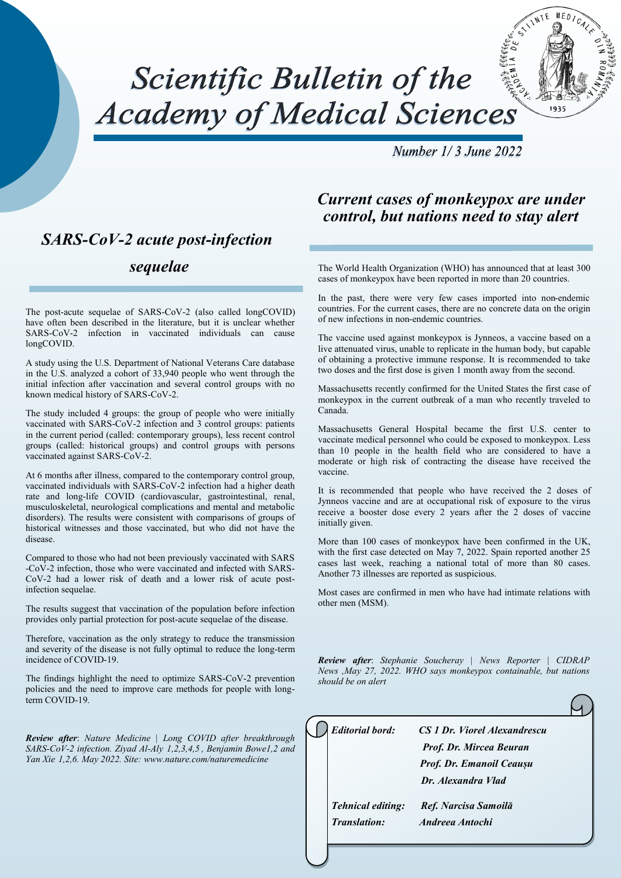# *Scientific Bulletin of the Academy of Medical Sciences*

*Number 1/ 3 June 2022*

## *SARS-CoV-2 acute post-infection sequelae*

The post-acute sequelae of SARS-CoV-2 (also called longCOVID) have often been described in the literature, but it is unclear whether SARS-CoV-2 infection in vaccinated individuals can cause longCOVID.

A study using the U.S. Department of National Veterans Care database in the U.S. analyzed a cohort of 33,940 people who went through the initial infection after vaccination and several control groups with no known medical history of SARS-CoV-2.

The study included 4 groups: the group of people who were initially vaccinated with SARS-CoV-2 infection and 3 control groups: patients in the current period (called: contemporary groups), less recent control groups (called: historical groups) and control groups with persons vaccinated against SARS-CoV-2.

At 6 months after illness, compared to the contemporary control group, vaccinated individuals with SARS-CoV-2 infection had a higher death rate and long-life COVID (cardiovascular, gastrointestinal, renal, musculoskeletal, neurological complications and mental and metabolic disorders). The results were consistent with comparisons of groups of historical witnesses and those vaccinated, but who did not have the disease.

Compared to those who had not been previously vaccinated with SARS -CoV-2 infection, those who were vaccinated and infected with SARS-CoV-2 had a lower risk of death and a lower risk of acute post-infection sequelae.

The results suggest that vaccination of the population before infection provides only partial protection for post-acute sequelae of the disease.

Therefore, vaccination as the only strategy to reduce the transmission and severity of the disease is not fully optimal to reduce the long-term incidence of COVID-19.

The findings highlight the need to optimize SARS-CoV-2 prevention policies and the need to improve care methods for people with long-term COVID-19.

***Review after***: *Nature Medicine | Long COVID after breakthrough SARS-CoV-2 infection. Ziyad Al-Aly 1,2,3,4,5 , Benjamin Bowe1,2 and Yan Xie 1,2,6. May 2022. Site: www.nature.com/naturemedicine*

## *Current cases of monkeypox are under control, but nations need to stay alert*

The World Health Organization (WHO) has announced that at least 300 cases of monkeypox have been reported in more than 20 countries.

In the past, there were very few cases imported into non-endemic countries. For the current cases, there are no concrete data on the origin of new infections in non-endemic countries.

The vaccine used against monkeypox is Jynneos, a vaccine based on a live attenuated virus, unable to replicate in the human body, but capable of obtaining a protective immune response. It is recommended to take two doses and the first dose is given 1 month away from the second.

Massachusetts recently confirmed for the United States the first case of monkeypox in the current outbreak of a man who recently traveled to Canada.

Massachusetts General Hospital became the first U.S. center to vaccinate medical personnel who could be exposed to monkeypox. Less than 10 people in the health field who are considered to have a moderate or high risk of contracting the disease have received the vaccine.

It is recommended that people who have received the 2 doses of Jynneos vaccine and are at occupational risk of exposure to the virus receive a booster dose every 2 years after the 2 doses of vaccine initially given.

More than 100 cases of monkeypox have been confirmed in the UK, with the first case detected on May 7, 2022. Spain reported another 25 cases last week, reaching a national total of more than 80 cases. Another 73 illnesses are reported as suspicious.

Most cases are confirmed in men who have had intimate relations with other men (MSM).

***Review after***: *Stephanie Soucheray | News Reporter | CIDRAP News ,May 27, 2022. WHO says monkeypox containable, but nations should be on alert*

*Editorial bord:* ***CS 1 Dr. Viorel Alexandrescu***
***Prof. Dr. Mircea Beuran***
***Prof. Dr. Emanoil Ceaușu***
***Dr. Alexandra Vlad***

*Tehnical editing:* ***Ref. Narcisa Samoilă***
*Translation:* ***Andreea Antochi***